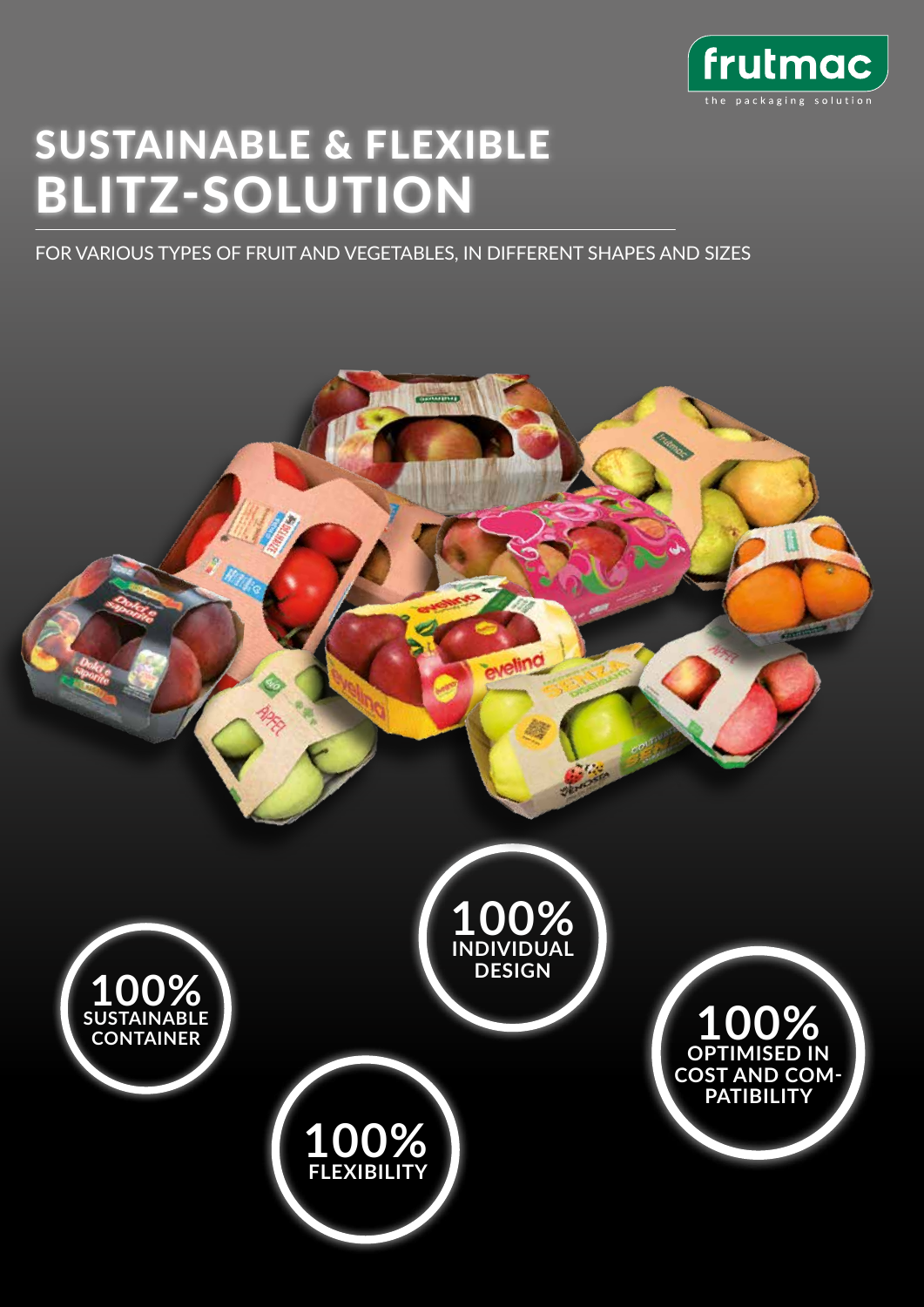frutmac
the packaging solution

# SUSTAINABLE & FLEXIBLE BLITZ-SOLUTION

FOR VARIOUS TYPES OF FRUIT AND VEGETABLES, IN DIFFERENT SHAPES AND SIZES

**100%** INDIVIDUAL DESIGN

**100%** SUSTAINABLE CONTAINER

**100%** OPTIMISED IN COST AND COMPATIBILITY

**100%** FLEXIBILITY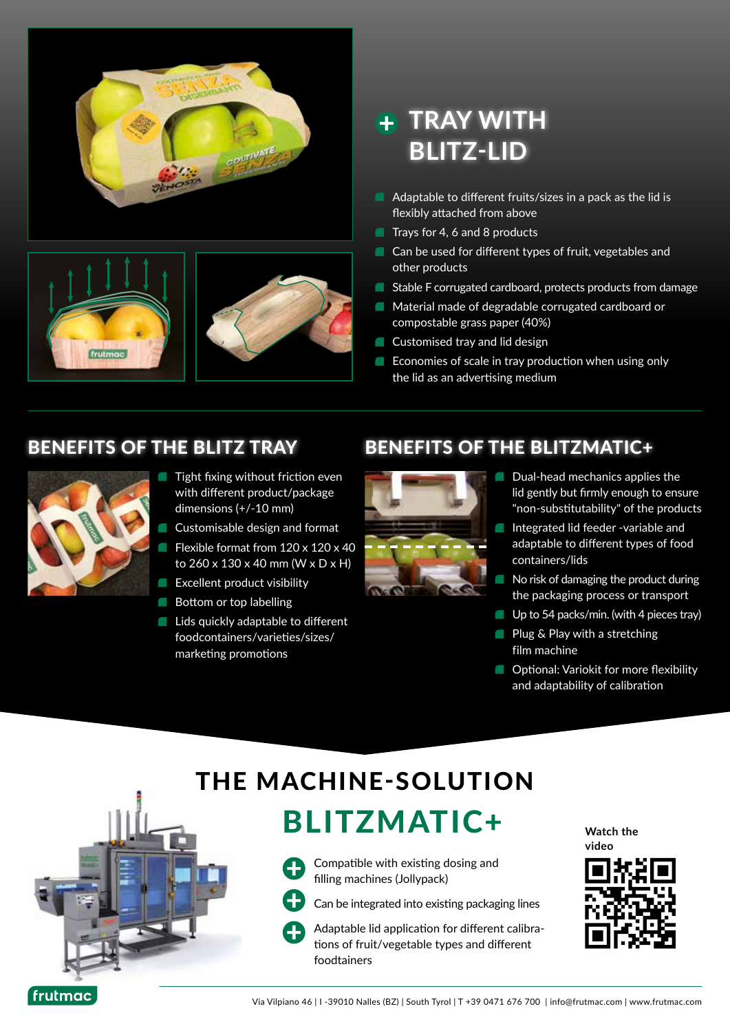## TRAY WITH BLITZ-LID

- Adaptable to different fruits/sizes in a pack as the lid is flexibly attached from above
- Trays for 4, 6 and 8 products
- Can be used for different types of fruit, vegetables and other products
- Stable F corrugated cardboard, protects products from damage
- Material made of degradable corrugated cardboard or compostable grass paper (40%)
- Customised tray and lid design
- Economies of scale in tray production when using only the lid as an advertising medium

## BENEFITS OF THE BLITZ TRAY

- Tight fixing without friction even with different product/package dimensions (+/-10 mm)
- Customisable design and format
- Flexible format from 120 x 120 x 40 to 260 x 130 x 40 mm (W x D x H)
- Excellent product visibility
- Bottom or top labelling
- Lids quickly adaptable to different foodcontainers/varieties/sizes/ marketing promotions

## BENEFITS OF THE BLITZMATIC+

- Dual-head mechanics applies the lid gently but firmly enough to ensure "non-substitutability" of the products
- Integrated lid feeder -variable and adaptable to different types of food containers/lids
- No risk of damaging the product during the packaging process or transport
- Up to 54 packs/min. (with 4 pieces tray)
- Plug & Play with a stretching film machine
- Optional: Variokit for more flexibility and adaptability of calibration

## THE MACHINE-SOLUTION

# BLITZMATIC+

- Compatible with existing dosing and filling machines (Jollypack)
- Can be integrated into existing packaging lines
- Adaptable lid application for different calibrations of fruit/vegetable types and different foodtainers

Watch the video

frutmac

Via Vilpiano 46 | I -39010 Nalles (BZ) | South Tyrol | T +39 0471 676 700 | info@frutmac.com | www.frutmac.com